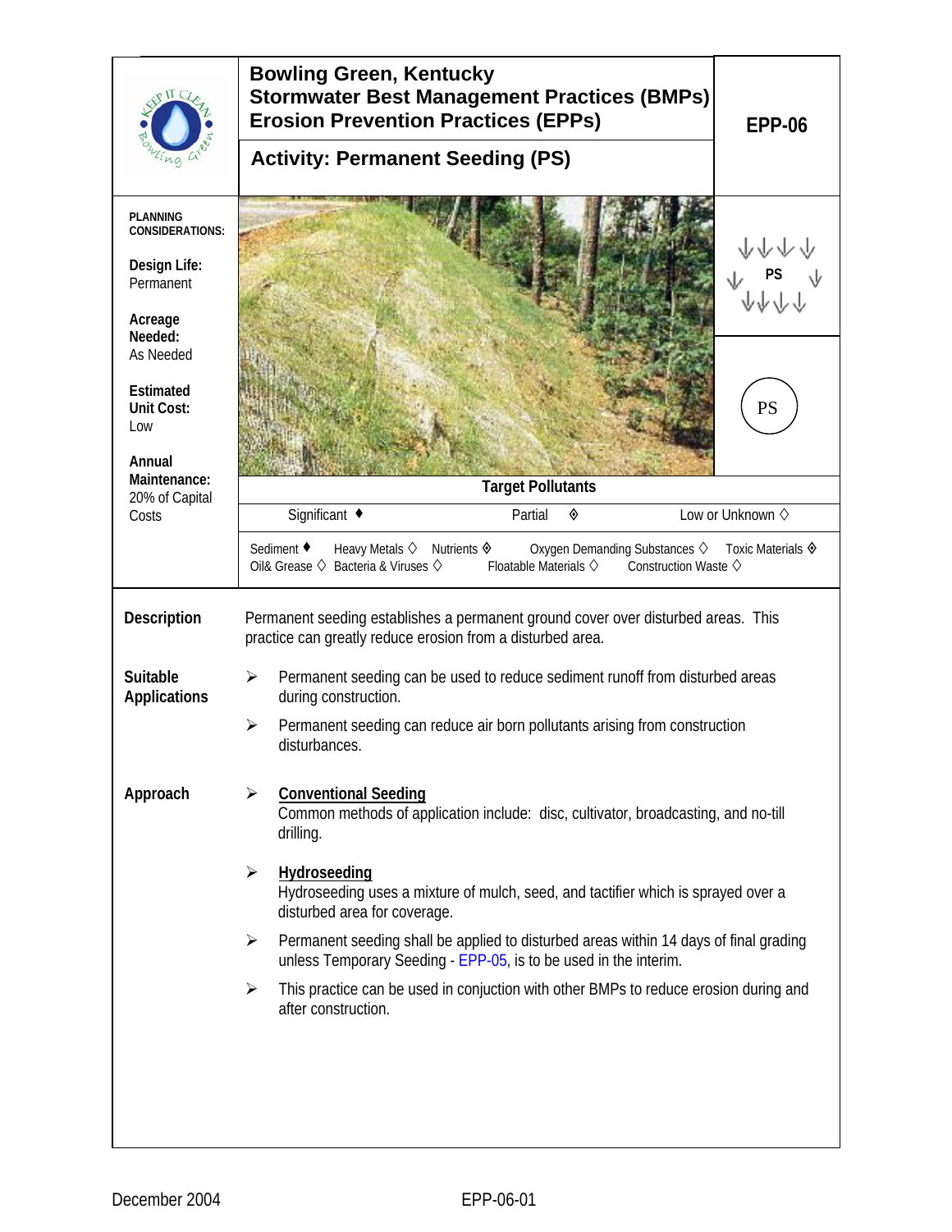# Bowling Green, Kentucky
## Stormwater Best Management Practices (BMPs)
## Erosion Prevention Practices (EPPs)

**EPP-06**

## Activity: Permanent Seeding (PS)

**PLANNING CONSIDERATIONS:**

**Design Life:** Permanent

**Acreage Needed:** As Needed

**Estimated Unit Cost:** Low

**Annual Maintenance:** 20% of Capital Costs

PS

**Target Pollutants**

| Significant ♦ | Partial ◈ | Low or Unknown ◊ |
|---|---|---|

Sediment ♦ Heavy Metals ◊ Nutrients ◈ Oxygen Demanding Substances ◊ Toxic Materials ◈
Oil& Grease ◊ Bacteria & Viruses ◊ Floatable Materials ◊ Construction Waste ◊

**Description**

Permanent seeding establishes a permanent ground cover over disturbed areas. This practice can greatly reduce erosion from a disturbed area.

**Suitable Applications**

- Permanent seeding can be used to reduce sediment runoff from disturbed areas during construction.
- Permanent seeding can reduce air born pollutants arising from construction disturbances.

**Approach**

- <u>**Conventional Seeding**</u>
  Common methods of application include: disc, cultivator, broadcasting, and no-till drilling.
- <u>**Hydroseeding**</u>
  Hydroseeding uses a mixture of mulch, seed, and tactifier which is sprayed over a disturbed area for coverage.
- Permanent seeding shall be applied to disturbed areas within 14 days of final grading unless Temporary Seeding - EPP-05, is to be used in the interim.
- This practice can be used in conjuction with other BMPs to reduce erosion during and after construction.

December 2004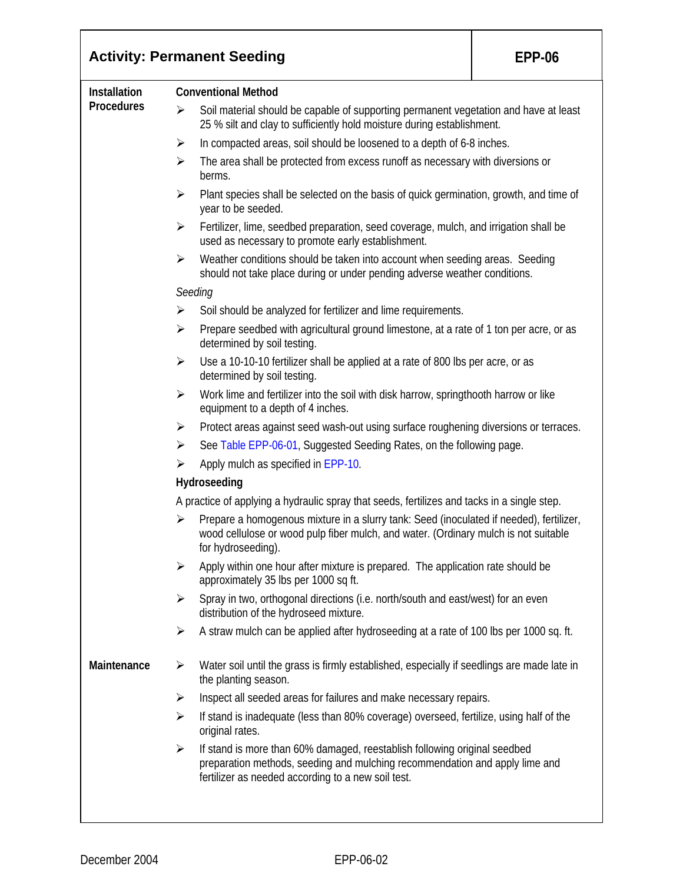## Activity: Permanent Seeding — EPP-06

### Installation Procedures

**Conventional Method**

- Soil material should be capable of supporting permanent vegetation and have at least 25 % silt and clay to sufficiently hold moisture during establishment.
- In compacted areas, soil should be loosened to a depth of 6-8 inches.
- The area shall be protected from excess runoff as necessary with diversions or berms.
- Plant species shall be selected on the basis of quick germination, growth, and time of year to be seeded.
- Fertilizer, lime, seedbed preparation, seed coverage, mulch, and irrigation shall be used as necessary to promote early establishment.
- Weather conditions should be taken into account when seeding areas. Seeding should not take place during or under pending adverse weather conditions.

*Seeding*

- Soil should be analyzed for fertilizer and lime requirements.
- Prepare seedbed with agricultural ground limestone, at a rate of 1 ton per acre, or as determined by soil testing.
- Use a 10-10-10 fertilizer shall be applied at a rate of 800 lbs per acre, or as determined by soil testing.
- Work lime and fertilizer into the soil with disk harrow, springthooth harrow or like equipment to a depth of 4 inches.
- Protect areas against seed wash-out using surface roughening diversions or terraces.
- See Table EPP-06-01, Suggested Seeding Rates, on the following page.
- Apply mulch as specified in EPP-10.

**Hydroseeding**

A practice of applying a hydraulic spray that seeds, fertilizes and tacks in a single step.

- Prepare a homogenous mixture in a slurry tank: Seed (inoculated if needed), fertilizer, wood cellulose or wood pulp fiber mulch, and water. (Ordinary mulch is not suitable for hydroseeding).
- Apply within one hour after mixture is prepared. The application rate should be approximately 35 lbs per 1000 sq ft.
- Spray in two, orthogonal directions (i.e. north/south and east/west) for an even distribution of the hydroseed mixture.
- A straw mulch can be applied after hydroseeding at a rate of 100 lbs per 1000 sq. ft.

### Maintenance

- Water soil until the grass is firmly established, especially if seedlings are made late in the planting season.
- Inspect all seeded areas for failures and make necessary repairs.
- If stand is inadequate (less than 80% coverage) overseed, fertilize, using half of the original rates.
- If stand is more than 60% damaged, reestablish following original seedbed preparation methods, seeding and mulching recommendation and apply lime and fertilizer as needed according to a new soil test.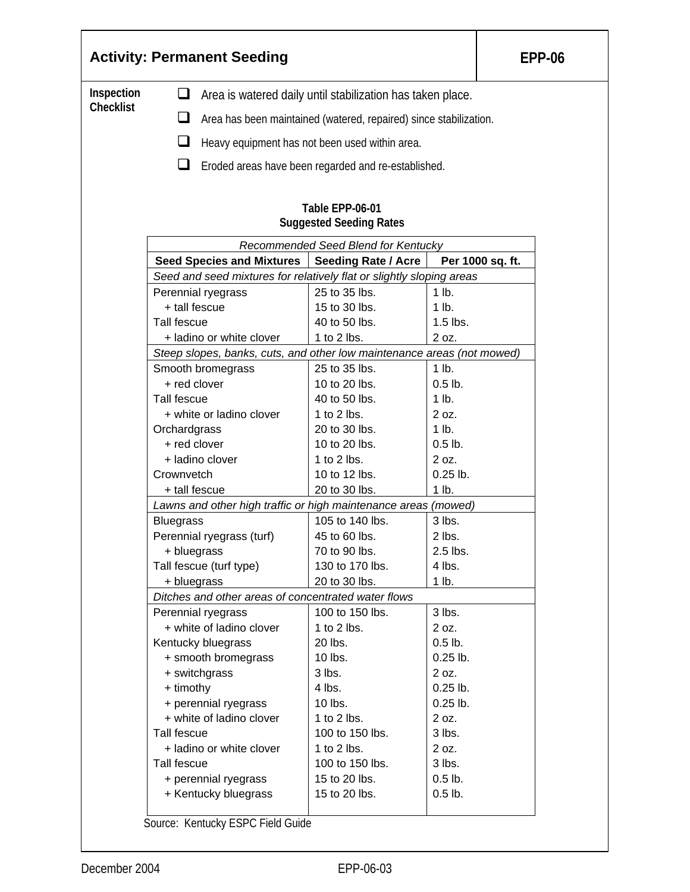## Activity: Permanent Seeding

**EPP-06**

**Inspection Checklist**

- ❑ Area is watered daily until stabilization has taken place.
- ❑ Area has been maintained (watered, repaired) since stabilization.
- ❑ Heavy equipment has not been used within area.
- ❑ Eroded areas have been regarded and re-established.

**Table EPP-06-01**
**Suggested Seeding Rates**

| *Recommended Seed Blend for Kentucky* | | |
|---|---|---|
| **Seed Species and Mixtures** | **Seeding Rate / Acre** | **Per 1000 sq. ft.** |
| *Seed and seed mixtures for relatively flat or slightly sloping areas* | | |
| Perennial ryegrass | 25 to 35 lbs. | 1 lb. |
| + tall fescue | 15 to 30 lbs. | 1 lb. |
| Tall fescue | 40 to 50 lbs. | 1.5 lbs. |
| + ladino or white clover | 1 to 2 lbs. | 2 oz. |
| *Steep slopes, banks, cuts, and other low maintenance areas (not mowed)* | | |
| Smooth bromegrass | 25 to 35 lbs. | 1 lb. |
| + red clover | 10 to 20 lbs. | 0.5 lb. |
| Tall fescue | 40 to 50 lbs. | 1 lb. |
| + white or ladino clover | 1 to 2 lbs. | 2 oz. |
| Orchardgrass | 20 to 30 lbs. | 1 lb. |
| + red clover | 10 to 20 lbs. | 0.5 lb. |
| + ladino clover | 1 to 2 lbs. | 2 oz. |
| Crownvetch | 10 to 12 lbs. | 0.25 lb. |
| + tall fescue | 20 to 30 lbs. | 1 lb. |
| *Lawns and other high traffic or high maintenance areas (mowed)* | | |
| Bluegrass | 105 to 140 lbs. | 3 lbs. |
| Perennial ryegrass (turf) | 45 to 60 lbs. | 2 lbs. |
| + bluegrass | 70 to 90 lbs. | 2.5 lbs. |
| Tall fescue (turf type) | 130 to 170 lbs. | 4 lbs. |
| + bluegrass | 20 to 30 lbs. | 1 lb. |
| *Ditches and other areas of concentrated water flows* | | |
| Perennial ryegrass | 100 to 150 lbs. | 3 lbs. |
| + white of ladino clover | 1 to 2 lbs. | 2 oz. |
| Kentucky bluegrass | 20 lbs. | 0.5 lb. |
| + smooth bromegrass | 10 lbs. | 0.25 lb. |
| + switchgrass | 3 lbs. | 2 oz. |
| + timothy | 4 lbs. | 0.25 lb. |
| + perennial ryegrass | 10 lbs. | 0.25 lb. |
| + white of ladino clover | 1 to 2 lbs. | 2 oz. |
| Tall fescue | 100 to 150 lbs. | 3 lbs. |
| + ladino or white clover | 1 to 2 lbs. | 2 oz. |
| Tall fescue | 100 to 150 lbs. | 3 lbs. |
| + perennial ryegrass | 15 to 20 lbs. | 0.5 lb. |
| + Kentucky bluegrass | 15 to 20 lbs. | 0.5 lb. |

Source: Kentucky ESPC Field Guide